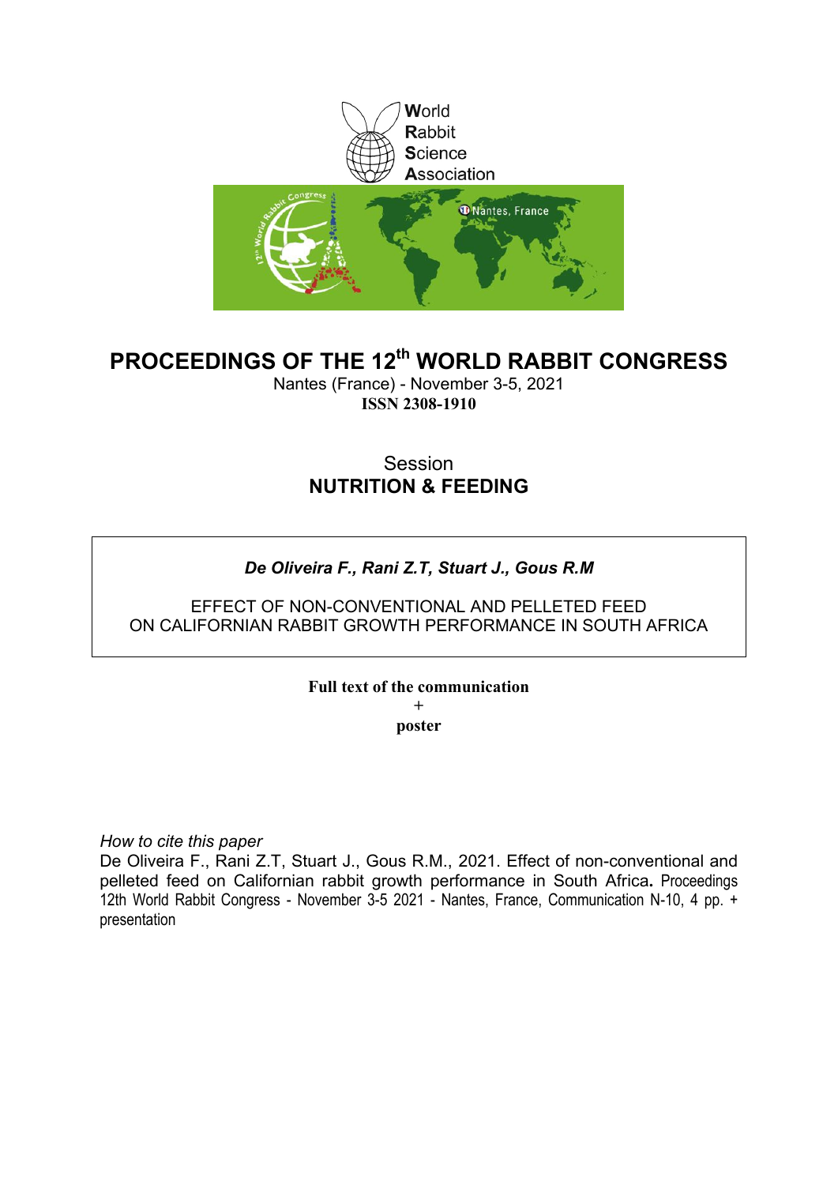World
Rabbit
Science
Association

# PROCEEDINGS OF THE 12th WORLD RABBIT CONGRESS

Nantes (France) - November 3-5, 2021

**ISSN 2308-1910**

Session

**NUTRITION & FEEDING**

***De Oliveira F., Rani Z.T, Stuart J., Gous R.M***

EFFECT OF NON-CONVENTIONAL AND PELLETED FEED ON CALIFORNIAN RABBIT GROWTH PERFORMANCE IN SOUTH AFRICA

**Full text of the communication**

**+**

**poster**

*How to cite this paper*

De Oliveira F., Rani Z.T, Stuart J., Gous R.M., 2021. Effect of non-conventional and pelleted feed on Californian rabbit growth performance in South Africa**.** Proceedings 12th World Rabbit Congress - November 3-5 2021 - Nantes, France, Communication N-10, 4 pp. + presentation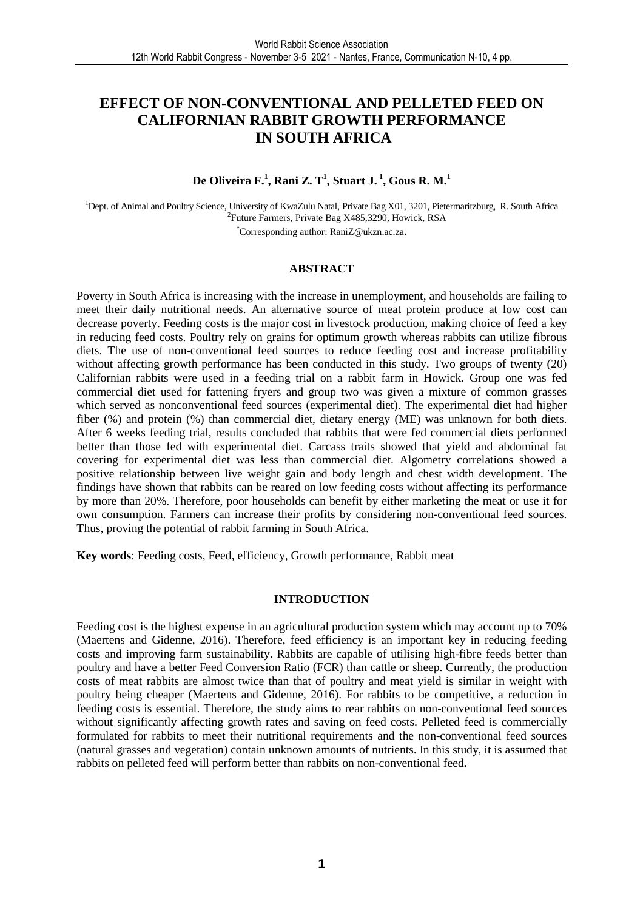# EFFECT OF NON-CONVENTIONAL AND PELLETED FEED ON CALIFORNIAN RABBIT GROWTH PERFORMANCE IN SOUTH AFRICA

**De Oliveira F.[1], Rani Z. T[1], Stuart J. [1], Gous R. M.[1]**

[1]Dept. of Animal and Poultry Science, University of KwaZulu Natal, Private Bag X01, 3201, Pietermaritzburg, R. South Africa
[2]Future Farmers, Private Bag X485,3290, Howick, RSA
[*]Corresponding author: RaniZ@ukzn.ac.za.

## ABSTRACT

Poverty in South Africa is increasing with the increase in unemployment, and households are failing to meet their daily nutritional needs. An alternative source of meat protein produce at low cost can decrease poverty. Feeding costs is the major cost in livestock production, making choice of feed a key in reducing feed costs. Poultry rely on grains for optimum growth whereas rabbits can utilize fibrous diets. The use of non-conventional feed sources to reduce feeding cost and increase profitability without affecting growth performance has been conducted in this study. Two groups of twenty (20) Californian rabbits were used in a feeding trial on a rabbit farm in Howick. Group one was fed commercial diet used for fattening fryers and group two was given a mixture of common grasses which served as nonconventional feed sources (experimental diet). The experimental diet had higher fiber (%) and protein (%) than commercial diet, dietary energy (ME) was unknown for both diets. After 6 weeks feeding trial, results concluded that rabbits that were fed commercial diets performed better than those fed with experimental diet. Carcass traits showed that yield and abdominal fat covering for experimental diet was less than commercial diet. Algometry correlations showed a positive relationship between live weight gain and body length and chest width development. The findings have shown that rabbits can be reared on low feeding costs without affecting its performance by more than 20%. Therefore, poor households can benefit by either marketing the meat or use it for own consumption. Farmers can increase their profits by considering non-conventional feed sources. Thus, proving the potential of rabbit farming in South Africa.

**Key words**: Feeding costs, Feed, efficiency, Growth performance, Rabbit meat

## INTRODUCTION

Feeding cost is the highest expense in an agricultural production system which may account up to 70% (Maertens and Gidenne, 2016). Therefore, feed efficiency is an important key in reducing feeding costs and improving farm sustainability. Rabbits are capable of utilising high-fibre feeds better than poultry and have a better Feed Conversion Ratio (FCR) than cattle or sheep. Currently, the production costs of meat rabbits are almost twice than that of poultry and meat yield is similar in weight with poultry being cheaper (Maertens and Gidenne, 2016). For rabbits to be competitive, a reduction in feeding costs is essential. Therefore, the study aims to rear rabbits on non-conventional feed sources without significantly affecting growth rates and saving on feed costs. Pelleted feed is commercially formulated for rabbits to meet their nutritional requirements and the non-conventional feed sources (natural grasses and vegetation) contain unknown amounts of nutrients. In this study, it is assumed that rabbits on pelleted feed will perform better than rabbits on non-conventional feed**.**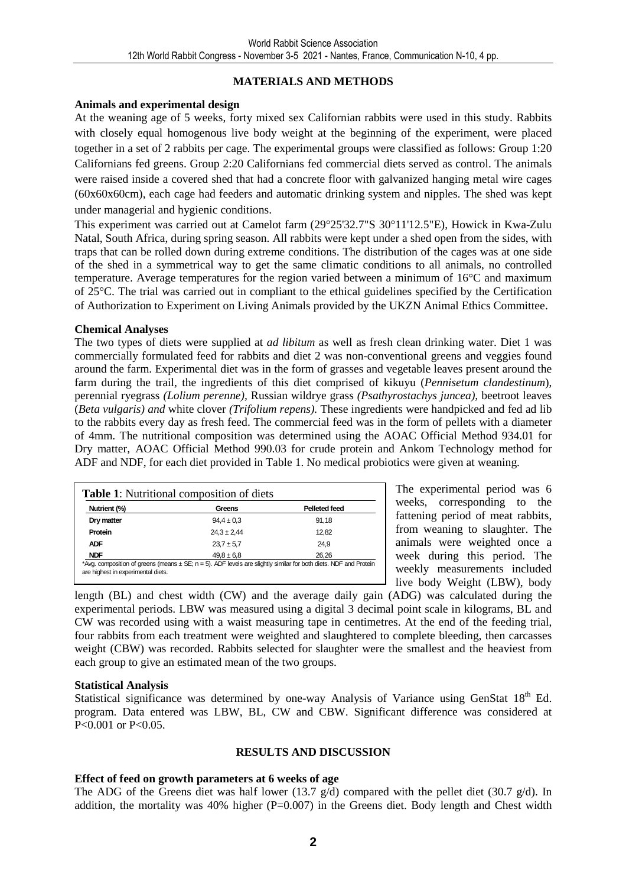## MATERIALS AND METHODS

### Animals and experimental design

At the weaning age of 5 weeks, forty mixed sex Californian rabbits were used in this study. Rabbits with closely equal homogenous live body weight at the beginning of the experiment, were placed together in a set of 2 rabbits per cage. The experimental groups were classified as follows: Group 1:20 Californians fed greens. Group 2:20 Californians fed commercial diets served as control. The animals were raised inside a covered shed that had a concrete floor with galvanized hanging metal wire cages (60x60x60cm), each cage had feeders and automatic drinking system and nipples. The shed was kept under managerial and hygienic conditions.

This experiment was carried out at Camelot farm (29°25'32.7"S 30°11'12.5"E), Howick in Kwa-Zulu Natal, South Africa, during spring season. All rabbits were kept under a shed open from the sides, with traps that can be rolled down during extreme conditions. The distribution of the cages was at one side of the shed in a symmetrical way to get the same climatic conditions to all animals, no controlled temperature. Average temperatures for the region varied between a minimum of 16°C and maximum of 25°C. The trial was carried out in compliant to the ethical guidelines specified by the Certification of Authorization to Experiment on Living Animals provided by the UKZN Animal Ethics Committee.

### Chemical Analyses

The two types of diets were supplied at *ad libitum* as well as fresh clean drinking water. Diet 1 was commercially formulated feed for rabbits and diet 2 was non-conventional greens and veggies found around the farm. Experimental diet was in the form of grasses and vegetable leaves present around the farm during the trail, the ingredients of this diet comprised of kikuyu (*Pennisetum clandestinum*), perennial ryegrass *(Lolium perenne)*, Russian wildrye grass *(Psathyrostachys juncea)*, beetroot leaves (*Beta vulgaris) and* white clover *(Trifolium repens)*. These ingredients were handpicked and fed ad lib to the rabbits every day as fresh feed. The commercial feed was in the form of pellets with a diameter of 4mm. The nutritional composition was determined using the AOAC Official Method 934.01 for Dry matter, AOAC Official Method 990.03 for crude protein and Ankom Technology method for ADF and NDF, for each diet provided in Table 1. No medical probiotics were given at weaning.

**Table 1**: Nutritional composition of diets

| Nutrient (%) | Greens | Pelleted feed |
|---|---|---|
| Dry matter | 94,4 ± 0,3 | 91,18 |
| Protein | 24,3 ± 2,44 | 12,82 |
| ADF | 23,7 ± 5,7 | 24,9 |
| NDF | 49,8 ± 6,8 | 26,26 |

*Avg. composition of greens (means ± SE; n = 5). ADF levels are slightly similar for both diets. NDF and Protein are highest in experimental diets.

The experimental period was 6 weeks, corresponding to the fattening period of meat rabbits, from weaning to slaughter. The animals were weighted once a week during this period. The weekly measurements included live body Weight (LBW), body length (BL) and chest width (CW) and the average daily gain (ADG) was calculated during the experimental periods. LBW was measured using a digital 3 decimal point scale in kilograms, BL and CW was recorded using with a waist measuring tape in centimetres. At the end of the feeding trial, four rabbits from each treatment were weighted and slaughtered to complete bleeding, then carcasses weight (CBW) was recorded. Rabbits selected for slaughter were the smallest and the heaviest from each group to give an estimated mean of the two groups.

### Statistical Analysis

Statistical significance was determined by one-way Analysis of Variance using GenStat 18th Ed. program. Data entered was LBW, BL, CW and CBW. Significant difference was considered at $P<0.001$ or $P<0.05$.

## RESULTS AND DISCUSSION

### Effect of feed on growth parameters at 6 weeks of age

The ADG of the Greens diet was half lower (13.7 g/d) compared with the pellet diet (30.7 g/d). In addition, the mortality was 40% higher ($P=0.007$) in the Greens diet. Body length and Chest width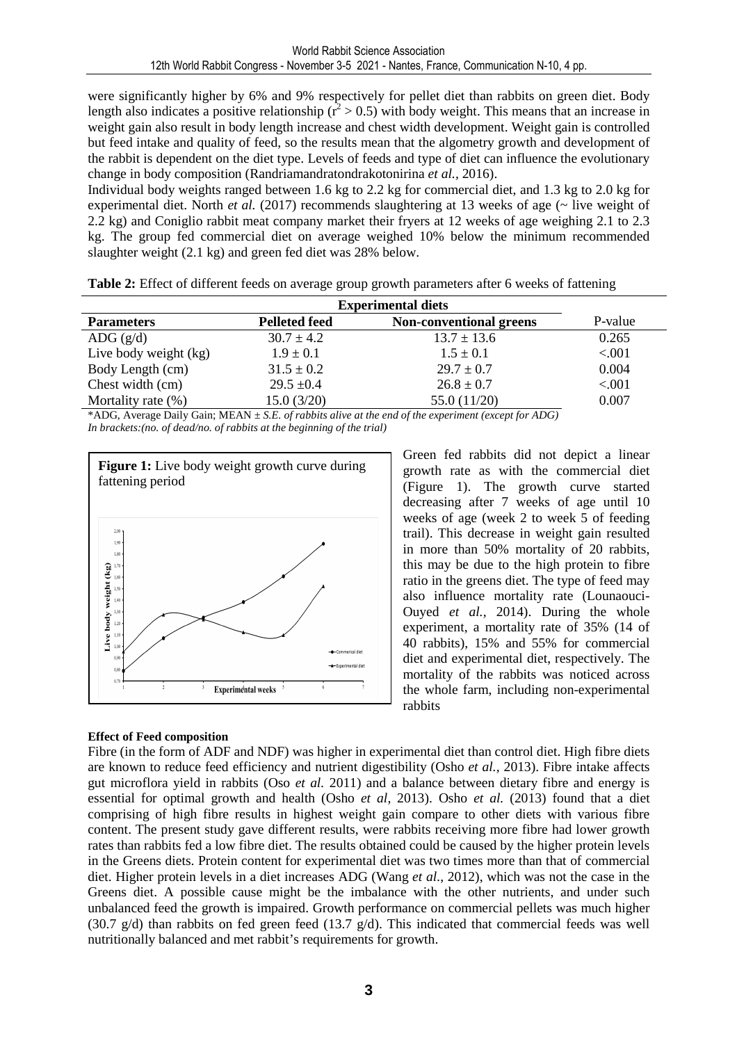were significantly higher by 6% and 9% respectively for pellet diet than rabbits on green diet. Body length also indicates a positive relationship ($r^2 > 0.5$) with body weight. This means that an increase in weight gain also result in body length increase and chest width development. Weight gain is controlled but feed intake and quality of feed, so the results mean that the algometry growth and development of the rabbit is dependent on the diet type. Levels of feeds and type of diet can influence the evolutionary change in body composition (Randriamandratondrakotonirina *et al.*, 2016).

Individual body weights ranged between 1.6 kg to 2.2 kg for commercial diet, and 1.3 kg to 2.0 kg for experimental diet. North *et al.* (2017) recommends slaughtering at 13 weeks of age (~ live weight of 2.2 kg) and Coniglio rabbit meat company market their fryers at 12 weeks of age weighing 2.1 to 2.3 kg. The group fed commercial diet on average weighed 10% below the minimum recommended slaughter weight (2.1 kg) and green fed diet was 28% below.

**Table 2:** Effect of different feeds on average group growth parameters after 6 weeks of fattening

| | Experimental diets | | |
|---|---|---|---|
| **Parameters** | **Pelleted feed** | **Non-conventional greens** | P-value |
| ADG (g/d) | 30.7 ± 4.2 | 13.7 ± 13.6 | 0.265 |
| Live body weight (kg) | 1.9 ± 0.1 | 1.5 ± 0.1 | <.001 |
| Body Length (cm) | 31.5 ± 0.2 | 29.7 ± 0.7 | 0.004 |
| Chest width (cm) | 29.5 ±0.4 | 26.8 ± 0.7 | <.001 |
| Mortality rate (%) | 15.0 (3/20) | 55.0 (11/20) | 0.007 |

\*ADG, Average Daily Gain; MEAN ± *S.E. of rabbits alive at the end of the experiment (except for ADG)*
*In brackets:(no. of dead/no. of rabbits at the beginning of the trial)*

**Figure 1:** Live body weight growth curve during fattening period

Green fed rabbits did not depict a linear growth rate as with the commercial diet (Figure 1). The growth curve started decreasing after 7 weeks of age until 10 weeks of age (week 2 to week 5 of feeding trail). This decrease in weight gain resulted in more than 50% mortality of 20 rabbits, this may be due to the high protein to fibre ratio in the greens diet. The type of feed may also influence mortality rate (Lounaouci-Ouyed *et al.,* 2014). During the whole experiment, a mortality rate of 35% (14 of 40 rabbits), 15% and 55% for commercial diet and experimental diet, respectively. The mortality of the rabbits was noticed across the whole farm, including non-experimental rabbits

#### Effect of Feed composition

Fibre (in the form of ADF and NDF) was higher in experimental diet than control diet. High fibre diets are known to reduce feed efficiency and nutrient digestibility (Osho *et al.*, 2013). Fibre intake affects gut microflora yield in rabbits (Oso *et al.* 2011) and a balance between dietary fibre and energy is essential for optimal growth and health (Osho *et al,* 2013). Osho *et al.* (2013) found that a diet comprising of high fibre results in highest weight gain compare to other diets with various fibre content. The present study gave different results, were rabbits receiving more fibre had lower growth rates than rabbits fed a low fibre diet. The results obtained could be caused by the higher protein levels in the Greens diets. Protein content for experimental diet was two times more than that of commercial diet. Higher protein levels in a diet increases ADG (Wang *et al*., 2012), which was not the case in the Greens diet. A possible cause might be the imbalance with the other nutrients, and under such unbalanced feed the growth is impaired. Growth performance on commercial pellets was much higher (30.7 g/d) than rabbits on fed green feed (13.7 g/d). This indicated that commercial feeds was well nutritionally balanced and met rabbit's requirements for growth.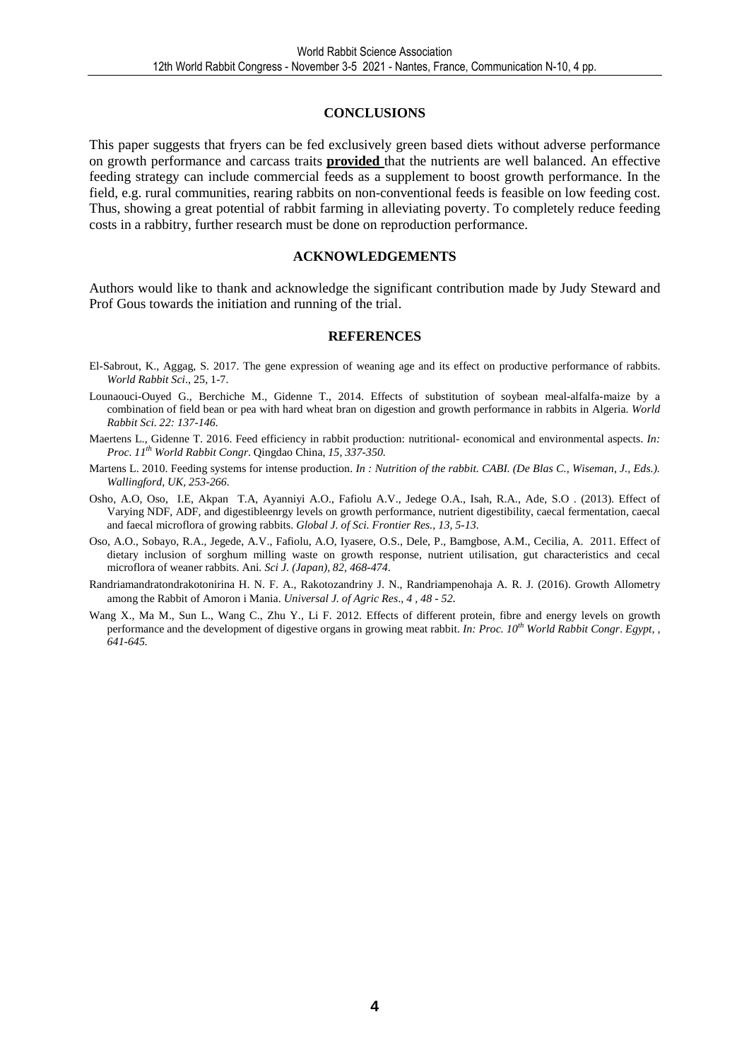## CONCLUSIONS

This paper suggests that fryers can be fed exclusively green based diets without adverse performance on growth performance and carcass traits **provided** that the nutrients are well balanced. An effective feeding strategy can include commercial feeds as a supplement to boost growth performance. In the field, e.g. rural communities, rearing rabbits on non-conventional feeds is feasible on low feeding cost. Thus, showing a great potential of rabbit farming in alleviating poverty. To completely reduce feeding costs in a rabbitry, further research must be done on reproduction performance.

## ACKNOWLEDGEMENTS

Authors would like to thank and acknowledge the significant contribution made by Judy Steward and Prof Gous towards the initiation and running of the trial.

## REFERENCES

El-Sabrout, K., Aggag, S. 2017. The gene expression of weaning age and its effect on productive performance of rabbits. *World Rabbit Sci*., 25, 1-7.

Lounaouci-Ouyed G., Berchiche M., Gidenne T., 2014. Effects of substitution of soybean meal-alfalfa-maize by a combination of field bean or pea with hard wheat bran on digestion and growth performance in rabbits in Algeria. *World Rabbit Sci. 22: 137-146.*

Maertens L., Gidenne T. 2016. Feed efficiency in rabbit production: nutritional- economical and environmental aspects. *In: Proc. 11th World Rabbit Congr.* Qingdao China*, 15, 337-350.*

Martens L. 2010. Feeding systems for intense production. *In : Nutrition of the rabbit. CABI. (De Blas C., Wiseman, J., Eds.). Wallingford, UK, 253-266.*

Osho, A.O, Oso, I.E, Akpan T.A, Ayanniyi A.O., Fafiolu A.V., Jedege O.A., Isah, R.A., Ade, S.O . (2013). Effect of Varying NDF, ADF, and digestibleenrgy levels on growth performance, nutrient digestibility, caecal fermentation, caecal and faecal microflora of growing rabbits. *Global J. of Sci. Frontier Res., 13, 5-13.*

Oso, A.O., Sobayo, R.A., Jegede, A.V., Fafiolu, A.O, Iyasere, O.S., Dele, P., Bamgbose, A.M., Cecilia, A. 2011. Effect of dietary inclusion of sorghum milling waste on growth response, nutrient utilisation, gut characteristics and cecal microflora of weaner rabbits. Ani*. Sci J. (Japan), 82, 468-474.*

Randriamandratondrakotonirina H. N. F. A., Rakotozandriny J. N., Randriampenohaja A. R. J. (2016). Growth Allometry among the Rabbit of Amoron i Mania. *Universal J. of Agric Res., 4 , 48 - 52.*

Wang X., Ma M., Sun L., Wang C., Zhu Y., Li F. 2012. Effects of different protein, fibre and energy levels on growth performance and the development of digestive organs in growing meat rabbit. *In: Proc. 10th World Rabbit Congr*. *Egypt, , 641-645.*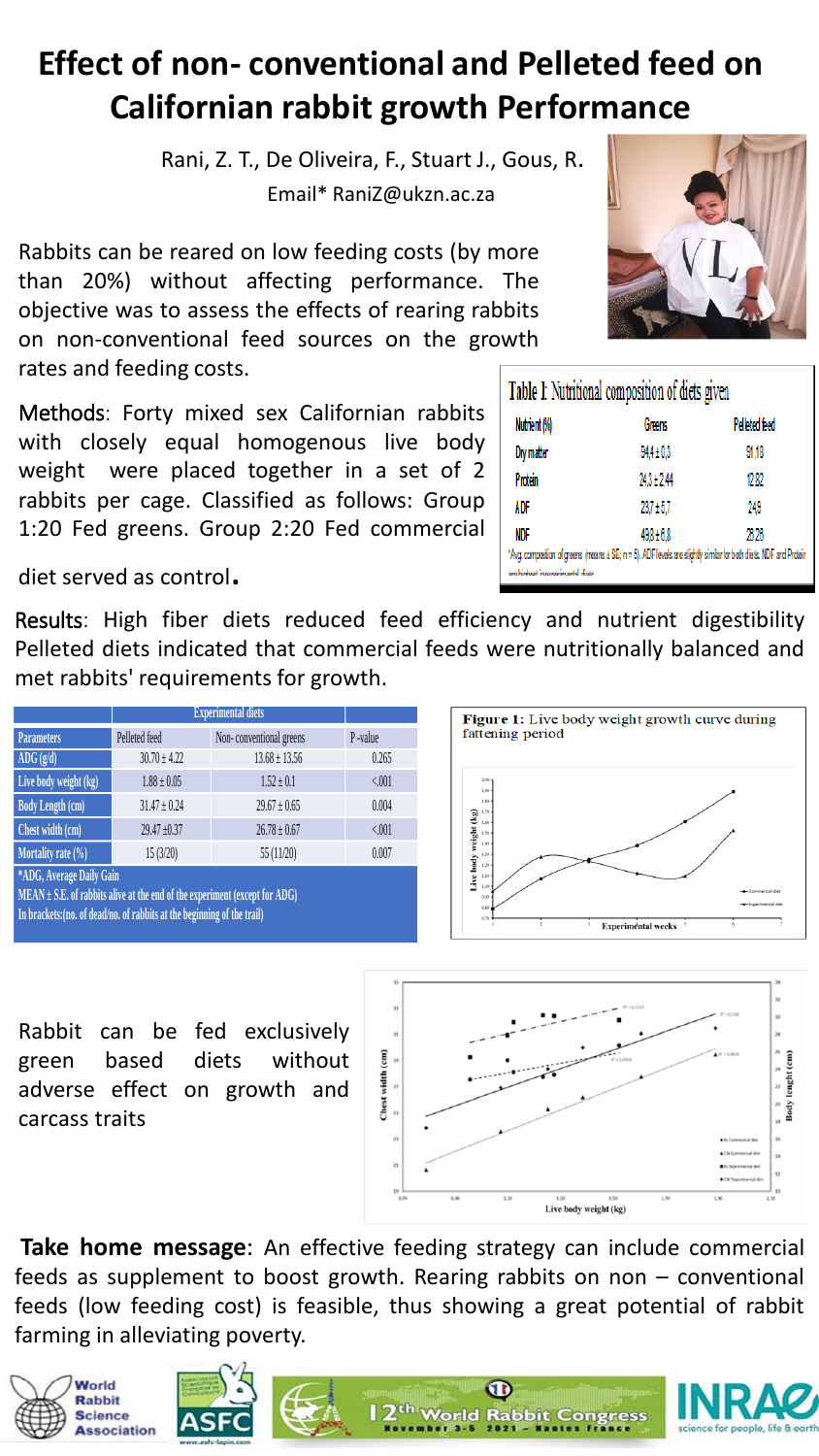# Effect of non- conventional and Pelleted feed on Californian rabbit growth Performance

Rani, Z. T., De Oliveira, F., Stuart J., Gous, R.

Email* RaniZ@ukzn.ac.za

Rabbits can be reared on low feeding costs (by more than 20%) without affecting performance. The objective was to assess the effects of rearing rabbits on non-conventional feed sources on the growth rates and feeding costs.

Methods: Forty mixed sex Californian rabbits with closely equal homogenous live body weight were placed together in a set of 2 rabbits per cage. Classified as follows: Group 1:20 Fed greens. Group 2:20 Fed commercial diet served as control.

Table I: Nutritional composition of diets given

| Nutrient (%) | Greens | Pelleted feed |
|---|---|---|
| Dry matter | 94.4 ± 0.3 | 91.18 |
| Protein | 24.3 ± 2.44 | 12.82 |
| ADF | 23.7 ± 5.7 | 24.9 |
| NDF | 49.8 ± 6.8 | 28.28 |

*Avg. composition of greens (means ± SE, n = 6). ADF levels are slightly similar for both diets. NDF and Protein exhibited numerical diff

Results: High fiber diets reduced feed efficiency and nutrient digestibility Pelleted diets indicated that commercial feeds were nutritionally balanced and met rabbits' requirements for growth.

| | Experimental diets | | |
|---|---|---|---|
| Parameters | Pelleted feed | Non- conventional greens | P -value |
| ADG (g/d) | 30.70 ± 4.22 | 13.68 ± 13.56 | 0.265 |
| Live body weight (kg) | 1.88 ± 0.05 | 1.52 ± 0.1 | <.001 |
| Body Length (cm) | 31.47 ± 0.24 | 29.67 ± 0.65 | 0.004 |
| Chest width (cm) | 29.47 ±0.37 | 26.78 ± 0.67 | <.001 |
| Mortality rate (%) | 15 (3/20) | 55 (11/20) | 0.007 |

*ADG, Average Daily Gain

MEAN ± S.E. of rabbits alive at the end of the experiment (except for ADG)

In brackets:(no. of dead/no. of rabbits at the beginning of the trail)

**Figure 1:** Live body weight growth curve during fattening period

Live body weight (kg)

Experimental weeks

Commercial diet

Experimental diet

Rabbit can be fed exclusively green based diets without adverse effect on growth and carcass traits

Chest width (cm)

Body lenght (cm)

Live body weight (kg)

BL Commercial diet

CW Commercial diet

BL Experimental diet

CW Experimental diet

**Take home message**: An effective feeding strategy can include commercial feeds as supplement to boost growth. Rearing rabbits on non – conventional feeds (low feeding cost) is feasible, thus showing a great potential of rabbit farming in alleviating poverty.

World Rabbit Science Association

ASFC

12th World Rabbit Congress November 3-5 2021 – Nantes France

INRAE science for people, life & earth